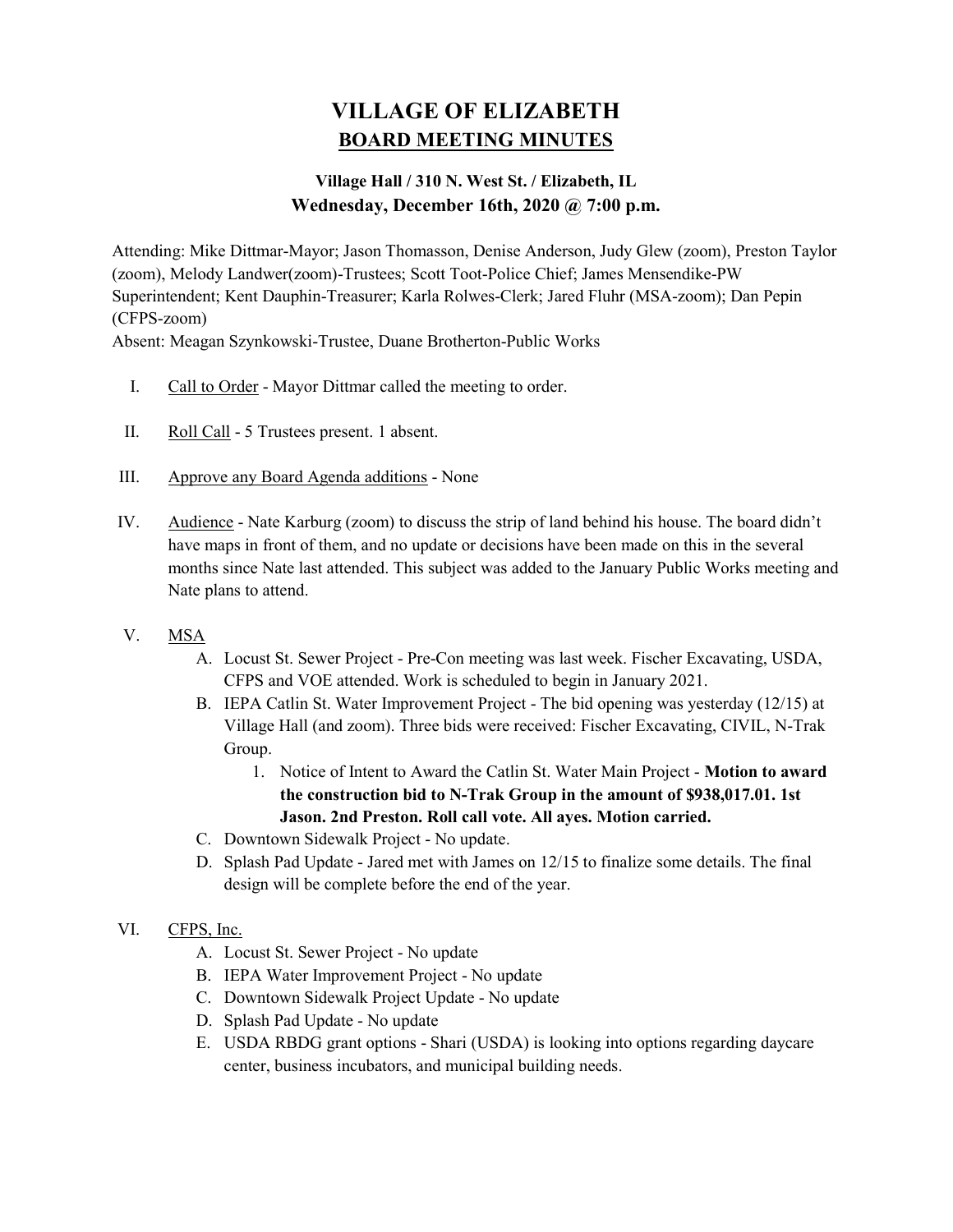# VILLAGE OF ELIZABETH

## BOARD MEETING MINUTES

### Village Hall / 310 N. West St. / Elizabeth, IL
### Wednesday, December 16th, 2020 @ 7:00 p.m.

Attending: Mike Dittmar-Mayor; Jason Thomasson, Denise Anderson, Judy Glew (zoom), Preston Taylor (zoom), Melody Landwer(zoom)-Trustees; Scott Toot-Police Chief; James Mensendike-PW Superintendent; Kent Dauphin-Treasurer; Karla Rolwes-Clerk; Jared Fluhr (MSA-zoom); Dan Pepin (CFPS-zoom)

Absent: Meagan Szynkowski-Trustee, Duane Brotherton-Public Works

I. Call to Order - Mayor Dittmar called the meeting to order.

II. Roll Call - 5 Trustees present. 1 absent.

III. Approve any Board Agenda additions - None

IV. Audience - Nate Karburg (zoom) to discuss the strip of land behind his house. The board didn't have maps in front of them, and no update or decisions have been made on this in the several months since Nate last attended. This subject was added to the January Public Works meeting and Nate plans to attend.

V. MSA
   - A. Locust St. Sewer Project - Pre-Con meeting was last week. Fischer Excavating, USDA, CFPS and VOE attended. Work is scheduled to begin in January 2021.
   - B. IEPA Catlin St. Water Improvement Project - The bid opening was yesterday (12/15) at Village Hall (and zoom). Three bids were received: Fischer Excavating, CIVIL, N-Trak Group.
     1. Notice of Intent to Award the Catlin St. Water Main Project - **Motion to award the construction bid to N-Trak Group in the amount of $938,017.01. 1st Jason. 2nd Preston. Roll call vote. All ayes. Motion carried.**
   - C. Downtown Sidewalk Project - No update.
   - D. Splash Pad Update - Jared met with James on 12/15 to finalize some details. The final design will be complete before the end of the year.

VI. CFPS, Inc.
   - A. Locust St. Sewer Project - No update
   - B. IEPA Water Improvement Project - No update
   - C. Downtown Sidewalk Project Update - No update
   - D. Splash Pad Update - No update
   - E. USDA RBDG grant options - Shari (USDA) is looking into options regarding daycare center, business incubators, and municipal building needs.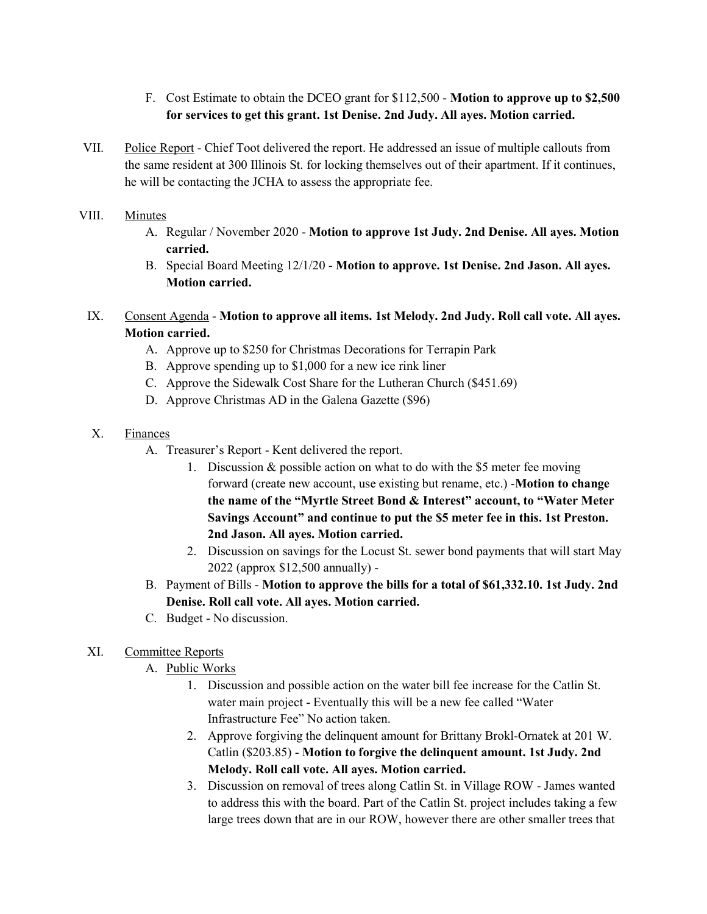F. Cost Estimate to obtain the DCEO grant for $112,500 - **Motion to approve up to $2,500 for services to get this grant. 1st Denise. 2nd Judy. All ayes. Motion carried.**

VII. Police Report - Chief Toot delivered the report. He addressed an issue of multiple callouts from the same resident at 300 Illinois St. for locking themselves out of their apartment. If it continues, he will be contacting the JCHA to assess the appropriate fee.

VIII. Minutes

   A. Regular / November 2020 - **Motion to approve 1st Judy. 2nd Denise. All ayes. Motion carried.**
   
   B. Special Board Meeting 12/1/20 - **Motion to approve. 1st Denise. 2nd Jason. All ayes. Motion carried.**

IX. Consent Agenda - **Motion to approve all items. 1st Melody. 2nd Judy. Roll call vote. All ayes. Motion carried.**

   A. Approve up to $250 for Christmas Decorations for Terrapin Park
   
   B. Approve spending up to $1,000 for a new ice rink liner
   
   C. Approve the Sidewalk Cost Share for the Lutheran Church ($451.69)
   
   D. Approve Christmas AD in the Galena Gazette ($96)

X. Finances

   A. Treasurer's Report - Kent delivered the report.
   
      1. Discussion & possible action on what to do with the $5 meter fee moving forward (create new account, use existing but rename, etc.) -**Motion to change the name of the "Myrtle Street Bond & Interest" account, to "Water Meter Savings Account" and continue to put the $5 meter fee in this. 1st Preston. 2nd Jason. All ayes. Motion carried.**
      
      2. Discussion on savings for the Locust St. sewer bond payments that will start May 2022 (approx $12,500 annually) -
   
   B. Payment of Bills - **Motion to approve the bills for a total of $61,332.10. 1st Judy. 2nd Denise. Roll call vote. All ayes. Motion carried.**
   
   C. Budget - No discussion.

XI. Committee Reports

   A. Public Works
   
      1. Discussion and possible action on the water bill fee increase for the Catlin St. water main project - Eventually this will be a new fee called "Water Infrastructure Fee" No action taken.
      
      2. Approve forgiving the delinquent amount for Brittany Brokl-Ornatek at 201 W. Catlin ($203.85) - **Motion to forgive the delinquent amount. 1st Judy. 2nd Melody. Roll call vote. All ayes. Motion carried.**
      
      3. Discussion on removal of trees along Catlin St. in Village ROW - James wanted to address this with the board. Part of the Catlin St. project includes taking a few large trees down that are in our ROW, however there are other smaller trees that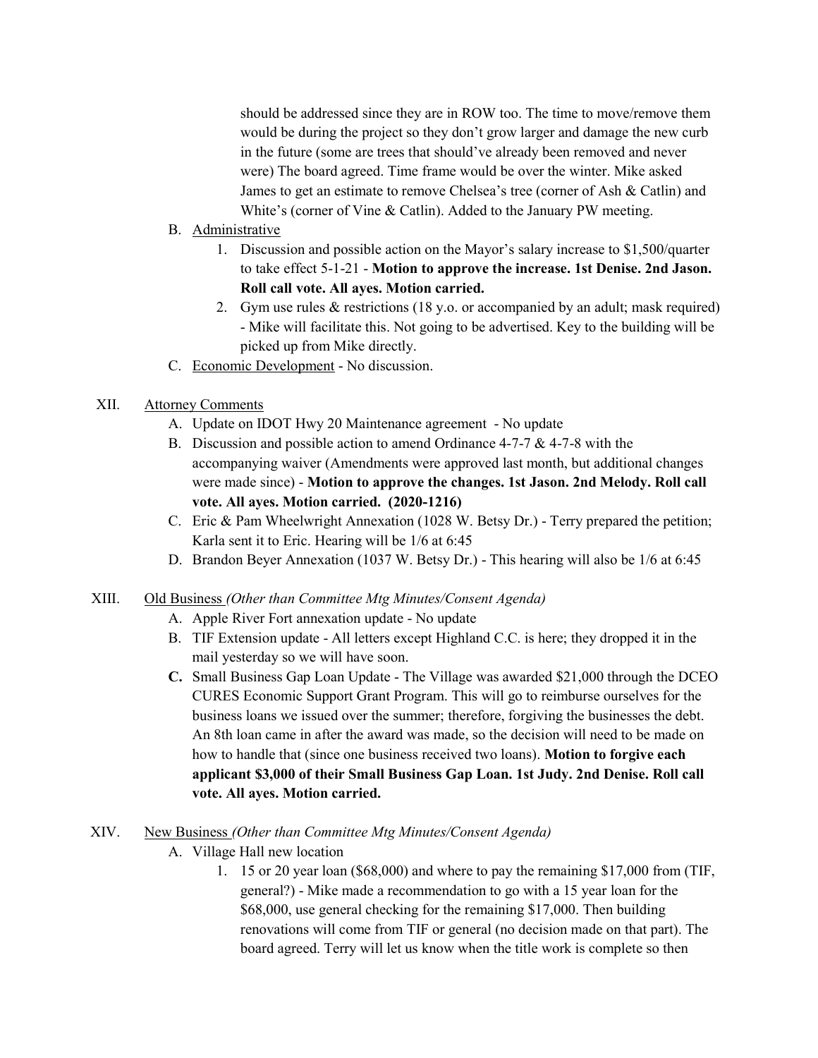should be addressed since they are in ROW too. The time to move/remove them would be during the project so they don't grow larger and damage the new curb in the future (some are trees that should've already been removed and never were) The board agreed. Time frame would be over the winter. Mike asked James to get an estimate to remove Chelsea's tree (corner of Ash & Catlin) and White's (corner of Vine & Catlin). Added to the January PW meeting.

B. Administrative
   1. Discussion and possible action on the Mayor's salary increase to $1,500/quarter to take effect 5-1-21 - **Motion to approve the increase. 1st Denise. 2nd Jason. Roll call vote. All ayes. Motion carried.**
   2. Gym use rules & restrictions (18 y.o. or accompanied by an adult; mask required) - Mike will facilitate this. Not going to be advertised. Key to the building will be picked up from Mike directly.

C. Economic Development - No discussion.

XII. Attorney Comments

A. Update on IDOT Hwy 20 Maintenance agreement - No update

B. Discussion and possible action to amend Ordinance 4-7-7 & 4-7-8 with the accompanying waiver (Amendments were approved last month, but additional changes were made since) - **Motion to approve the changes. 1st Jason. 2nd Melody. Roll call vote. All ayes. Motion carried. (2020-1216)**

C. Eric & Pam Wheelwright Annexation (1028 W. Betsy Dr.) - Terry prepared the petition; Karla sent it to Eric. Hearing will be 1/6 at 6:45

D. Brandon Beyer Annexation (1037 W. Betsy Dr.) - This hearing will also be 1/6 at 6:45

XIII. Old Business *(Other than Committee Mtg Minutes/Consent Agenda)*

A. Apple River Fort annexation update - No update

B. TIF Extension update - All letters except Highland C.C. is here; they dropped it in the mail yesterday so we will have soon.

**C.** Small Business Gap Loan Update - The Village was awarded $21,000 through the DCEO CURES Economic Support Grant Program. This will go to reimburse ourselves for the business loans we issued over the summer; therefore, forgiving the businesses the debt. An 8th loan came in after the award was made, so the decision will need to be made on how to handle that (since one business received two loans). **Motion to forgive each applicant $3,000 of their Small Business Gap Loan. 1st Judy. 2nd Denise. Roll call vote. All ayes. Motion carried.**

XIV. New Business *(Other than Committee Mtg Minutes/Consent Agenda)*

A. Village Hall new location
   1. 15 or 20 year loan ($68,000) and where to pay the remaining $17,000 from (TIF, general?) - Mike made a recommendation to go with a 15 year loan for the $68,000, use general checking for the remaining $17,000. Then building renovations will come from TIF or general (no decision made on that part). The board agreed. Terry will let us know when the title work is complete so then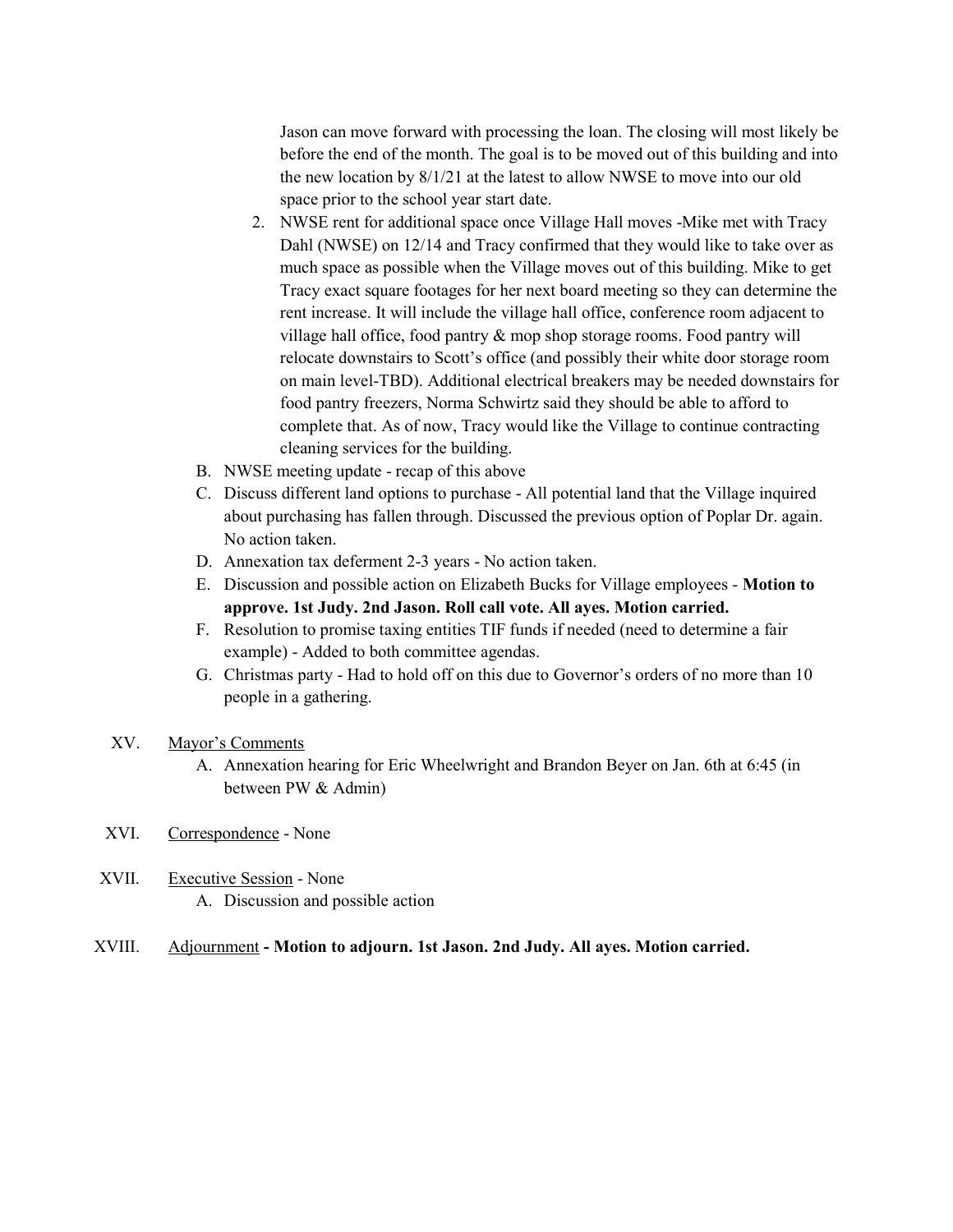Jason can move forward with processing the loan. The closing will most likely be before the end of the month. The goal is to be moved out of this building and into the new location by 8/1/21 at the latest to allow NWSE to move into our old space prior to the school year start date.

2. NWSE rent for additional space once Village Hall moves -Mike met with Tracy Dahl (NWSE) on 12/14 and Tracy confirmed that they would like to take over as much space as possible when the Village moves out of this building. Mike to get Tracy exact square footages for her next board meeting so they can determine the rent increase. It will include the village hall office, conference room adjacent to village hall office, food pantry & mop shop storage rooms. Food pantry will relocate downstairs to Scott's office (and possibly their white door storage room on main level-TBD). Additional electrical breakers may be needed downstairs for food pantry freezers, Norma Schwirtz said they should be able to afford to complete that. As of now, Tracy would like the Village to continue contracting cleaning services for the building.

B. NWSE meeting update - recap of this above
C. Discuss different land options to purchase - All potential land that the Village inquired about purchasing has fallen through. Discussed the previous option of Poplar Dr. again. No action taken.
D. Annexation tax deferment 2-3 years - No action taken.
E. Discussion and possible action on Elizabeth Bucks for Village employees - **Motion to approve. 1st Judy. 2nd Jason. Roll call vote. All ayes. Motion carried.**
F. Resolution to promise taxing entities TIF funds if needed (need to determine a fair example) - Added to both committee agendas.
G. Christmas party - Had to hold off on this due to Governor's orders of no more than 10 people in a gathering.

XV. Mayor's Comments

A. Annexation hearing for Eric Wheelwright and Brandon Beyer on Jan. 6th at 6:45 (in between PW & Admin)

XVI. Correspondence - None

XVII. Executive Session - None

A. Discussion and possible action

XVIII. Adjournment **- Motion to adjourn. 1st Jason. 2nd Judy. All ayes. Motion carried.**